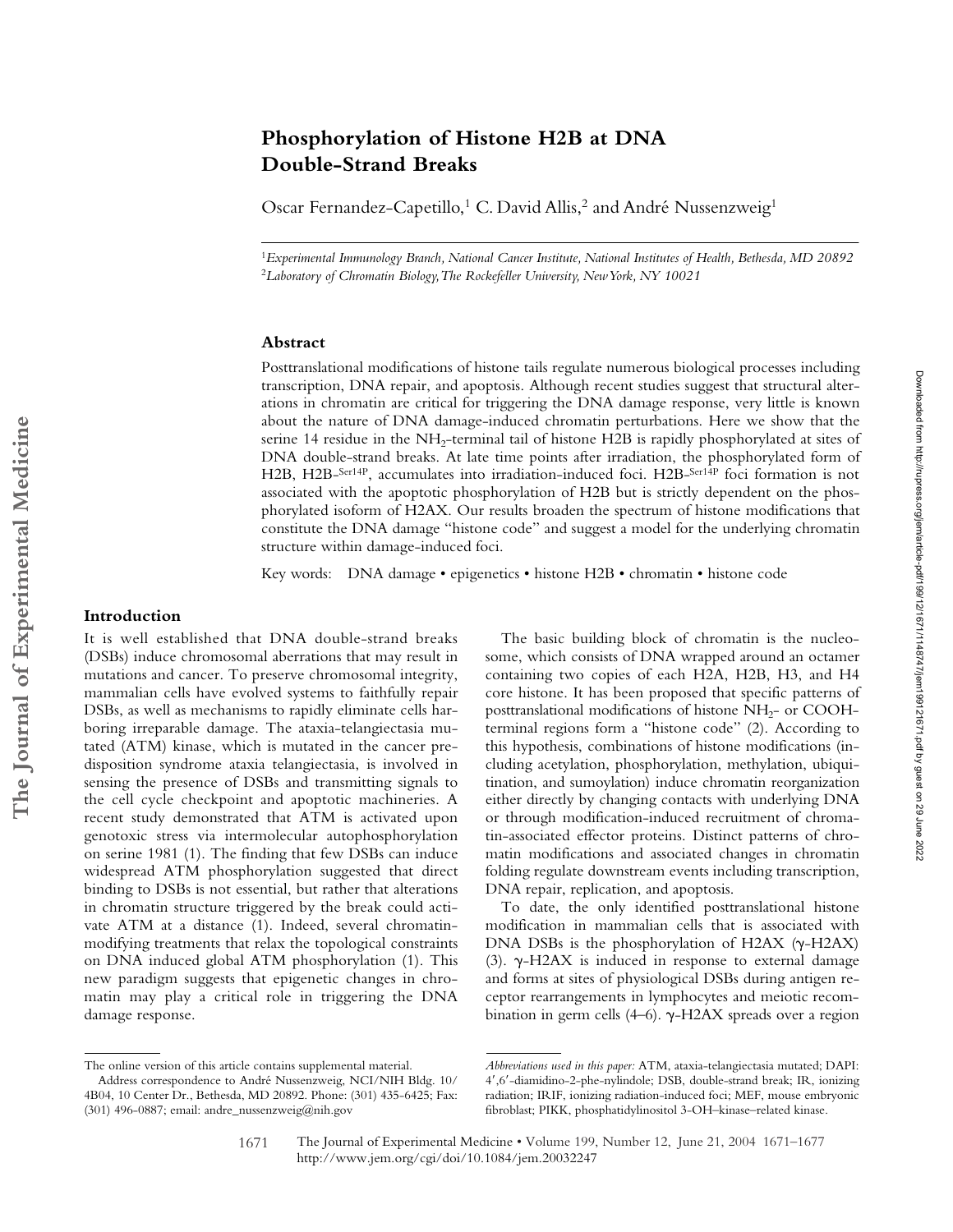# Phosphorylation of Histone H2B at DNA Double-Strand Breaks

Oscar Fernandez-Capetillo,[1] C. David Allis,[2] and André Nussenzweig[1]

[1]*Experimental Immunology Branch, National Cancer Institute, National Institutes of Health, Bethesda, MD 20892*
[2]*Laboratory of Chromatin Biology, The Rockefeller University, New York, NY 10021*

## Abstract

Posttranslational modifications of histone tails regulate numerous biological processes including transcription, DNA repair, and apoptosis. Although recent studies suggest that structural alterations in chromatin are critical for triggering the DNA damage response, very little is known about the nature of DNA damage-induced chromatin perturbations. Here we show that the serine 14 residue in the $NH_2$-terminal tail of histone H2B is rapidly phosphorylated at sites of DNA double-strand breaks. At late time points after irradiation, the phosphorylated form of H2B, H2B-$^{Ser14P}$, accumulates into irradiation-induced foci. H2B-$^{Ser14P}$ foci formation is not associated with the apoptotic phosphorylation of H2B but is strictly dependent on the phosphorylated isoform of H2AX. Our results broaden the spectrum of histone modifications that constitute the DNA damage "histone code" and suggest a model for the underlying chromatin structure within damage-induced foci.

Key words: DNA damage • epigenetics • histone H2B • chromatin • histone code

## Introduction

It is well established that DNA double-strand breaks (DSBs) induce chromosomal aberrations that may result in mutations and cancer. To preserve chromosomal integrity, mammalian cells have evolved systems to faithfully repair DSBs, as well as mechanisms to rapidly eliminate cells harboring irreparable damage. The ataxia-telangiectasia mutated (ATM) kinase, which is mutated in the cancer predisposition syndrome ataxia telangiectasia, is involved in sensing the presence of DSBs and transmitting signals to the cell cycle checkpoint and apoptotic machineries. A recent study demonstrated that ATM is activated upon genotoxic stress via intermolecular autophosphorylation on serine 1981 (1). The finding that few DSBs can induce widespread ATM phosphorylation suggested that direct binding to DSBs is not essential, but rather that alterations in chromatin structure triggered by the break could activate ATM at a distance (1). Indeed, several chromatin-modifying treatments that relax the topological constraints on DNA induced global ATM phosphorylation (1). This new paradigm suggests that epigenetic changes in chromatin may play a critical role in triggering the DNA damage response.

The basic building block of chromatin is the nucleosome, which consists of DNA wrapped around an octamer containing two copies of each H2A, H2B, H3, and H4 core histone. It has been proposed that specific patterns of posttranslational modifications of histone $NH_2$- or COOH-terminal regions form a "histone code" (2). According to this hypothesis, combinations of histone modifications (including acetylation, phosphorylation, methylation, ubiquitination, and sumoylation) induce chromatin reorganization either directly by changing contacts with underlying DNA or through modification-induced recruitment of chromatin-associated effector proteins. Distinct patterns of chromatin modifications and associated changes in chromatin folding regulate downstream events including transcription, DNA repair, replication, and apoptosis.

To date, the only identified posttranslational histone modification in mammalian cells that is associated with DNA DSBs is the phosphorylation of H2AX ($\gamma$-H2AX) (3). $\gamma$-H2AX is induced in response to external damage and forms at sites of physiological DSBs during antigen receptor rearrangements in lymphocytes and meiotic recombination in germ cells (4–6). $\gamma$-H2AX spreads over a region

---

The online version of this article contains supplemental material.

Address correspondence to André Nussenzweig, NCI/NIH Bldg. 10/4B04, 10 Center Dr., Bethesda, MD 20892. Phone: (301) 435-6425; Fax: (301) 496-0887; email: andre_nussenzweig@nih.gov

*Abbreviations used in this paper:* ATM, ataxia-telangiectasia mutated; DAPI: 4′,6′-diamidino-2-phe-nylindole; DSB, double-strand break; IR, ionizing radiation; IRIF, ionizing radiation-induced foci; MEF, mouse embryonic fibroblast; PIKK, phosphatidylinositol 3-OH–kinase–related kinase.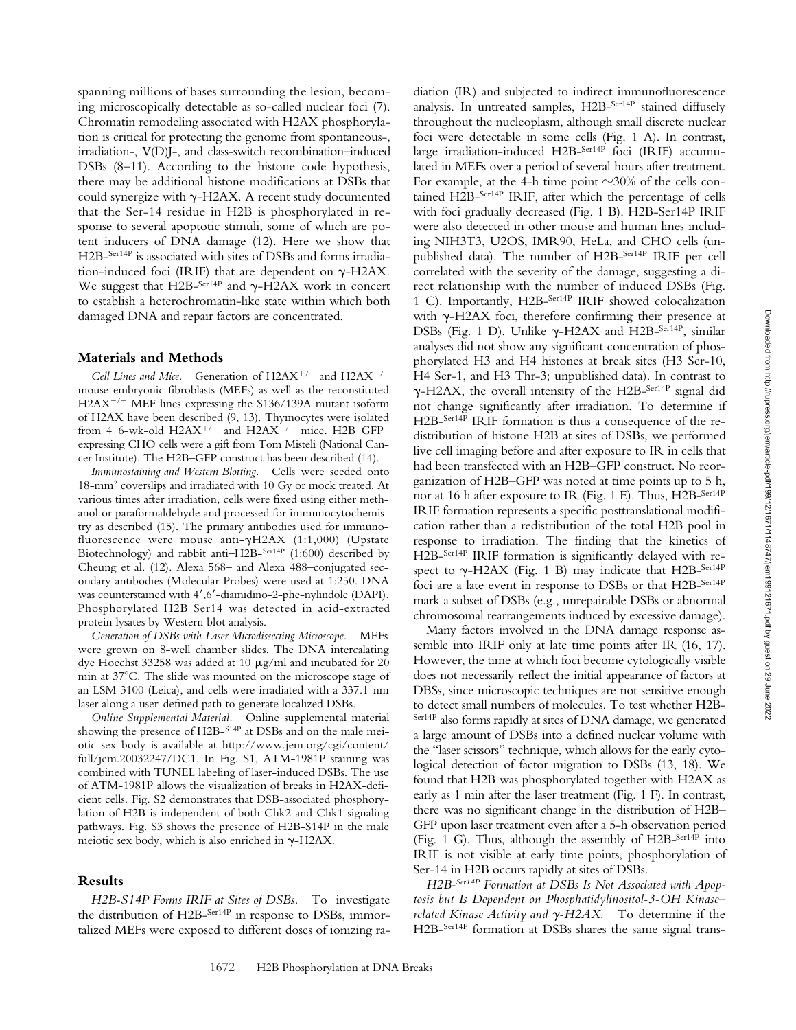spanning millions of bases surrounding the lesion, becoming microscopically detectable as so-called nuclear foci (7). Chromatin remodeling associated with H2AX phosphorylation is critical for protecting the genome from spontaneous-, irradiation-, V(D)J-, and class-switch recombination–induced DSBs (8–11). According to the histone code hypothesis, there may be additional histone modifications at DSBs that could synergize with γ-H2AX. A recent study documented that the Ser-14 residue in H2B is phosphorylated in response to several apoptotic stimuli, some of which are potent inducers of DNA damage (12). Here we show that H2B-$^{Ser14P}$ is associated with sites of DSBs and forms irradiation-induced foci (IRIF) that are dependent on γ-H2AX. We suggest that H2B-$^{Ser14P}$ and γ-H2AX work in concert to establish a heterochromatin-like state within which both damaged DNA and repair factors are concentrated.

## Materials and Methods

*Cell Lines and Mice.* Generation of H2AX$^{+/+}$ and H2AX$^{-/-}$ mouse embryonic fibroblasts (MEFs) as well as the reconstituted H2AX$^{-/-}$ MEF lines expressing the S136/139A mutant isoform of H2AX have been described (9, 13). Thymocytes were isolated from 4–6-wk-old H2AX$^{+/+}$ and H2AX$^{-/-}$ mice. H2B–GFP–expressing CHO cells were a gift from Tom Misteli (National Cancer Institute). The H2B–GFP construct has been described (14).

*Immunostaining and Western Blotting.* Cells were seeded onto 18-mm$^2$ coverslips and irradiated with 10 Gy or mock treated. At various times after irradiation, cells were fixed using either methanol or paraformaldehyde and processed for immunocytochemistry as described (15). The primary antibodies used for immunofluorescence were mouse anti-γH2AX (1:1,000) (Upstate Biotechnology) and rabbit anti–H2B-$^{Ser14P}$ (1:600) described by Cheung et al. (12). Alexa 568– and Alexa 488–conjugated secondary antibodies (Molecular Probes) were used at 1:250. DNA was counterstained with 4′,6′-diamidino-2-phe-nylindole (DAPI). Phosphorylated H2B Ser14 was detected in acid-extracted protein lysates by Western blot analysis.

*Generation of DSBs with Laser Microdissecting Microscope.* MEFs were grown on 8-well chamber slides. The DNA intercalating dye Hoechst 33258 was added at 10 μg/ml and incubated for 20 min at 37°C. The slide was mounted on the microscope stage of an LSM 3100 (Leica), and cells were irradiated with a 337.1-nm laser along a user-defined path to generate localized DSBs.

*Online Supplemental Material.* Online supplemental material showing the presence of H2B-$^{S14P}$ at DSBs and on the male meiotic sex body is available at http://www.jem.org/cgi/content/full/jem.20032247/DC1. In Fig. S1, ATM-1981P staining was combined with TUNEL labeling of laser-induced DSBs. The use of ATM-1981P allows the visualization of breaks in H2AX-deficient cells. Fig. S2 demonstrates that DSB-associated phosphorylation of H2B is independent of both Chk2 and Chk1 signaling pathways. Fig. S3 shows the presence of H2B-S14P in the male meiotic sex body, which is also enriched in γ-H2AX.

## Results

*H2B-S14P Forms IRIF at Sites of DSBs.* To investigate the distribution of H2B-$^{Ser14P}$ in response to DSBs, immortalized MEFs were exposed to different doses of ionizing radiation (IR) and subjected to indirect immunofluorescence analysis. In untreated samples, H2B-$^{Ser14P}$ stained diffusely throughout the nucleoplasm, although small discrete nuclear foci were detectable in some cells (Fig. 1 A). In contrast, large irradiation-induced H2B-$^{Ser14P}$ foci (IRIF) accumulated in MEFs over a period of several hours after treatment. For example, at the 4-h time point ~30% of the cells contained H2B-$^{Ser14P}$ IRIF, after which the percentage of cells with foci gradually decreased (Fig. 1 B). H2B-Ser14P IRIF were also detected in other mouse and human lines including NIH3T3, U2OS, IMR90, HeLa, and CHO cells (unpublished data). The number of H2B-$^{Ser14P}$ IRIF per cell correlated with the severity of the damage, suggesting a direct relationship with the number of induced DSBs (Fig. 1 C). Importantly, H2B-$^{Ser14P}$ IRIF showed colocalization with γ-H2AX foci, therefore confirming their presence at DSBs (Fig. 1 D). Unlike γ-H2AX and H2B-$^{Ser14P}$, similar analyses did not show any significant concentration of phosphorylated H3 and H4 histones at break sites (H3 Ser-10, H4 Ser-1, and H3 Thr-3; unpublished data). In contrast to γ-H2AX, the overall intensity of the H2B-$^{Ser14P}$ signal did not change significantly after irradiation. To determine if H2B-$^{Ser14P}$ IRIF formation is thus a consequence of the redistribution of histone H2B at sites of DSBs, we performed live cell imaging before and after exposure to IR in cells that had been transfected with an H2B–GFP construct. No reorganization of H2B–GFP was noted at time points up to 5 h, nor at 16 h after exposure to IR (Fig. 1 E). Thus, H2B-$^{Ser14P}$ IRIF formation represents a specific posttranslational modification rather than a redistribution of the total H2B pool in response to irradiation. The finding that the kinetics of H2B-$^{Ser14P}$ IRIF formation is significantly delayed with respect to γ-H2AX (Fig. 1 B) may indicate that H2B-$^{Ser14P}$ foci are a late event in response to DSBs or that H2B-$^{Ser14P}$ mark a subset of DSBs (e.g., unrepairable DSBs or abnormal chromosomal rearrangements induced by excessive damage).

Many factors involved in the DNA damage response assemble into IRIF only at late time points after IR (16, 17). However, the time at which foci become cytologically visible does not necessarily reflect the initial appearance of factors at DBSs, since microscopic techniques are not sensitive enough to detect small numbers of molecules. To test whether H2B-$^{Ser14P}$ also forms rapidly at sites of DNA damage, we generated a large amount of DSBs into a defined nuclear volume with the "laser scissors" technique, which allows for the early cytological detection of factor migration to DSBs (13, 18). We found that H2B was phosphorylated together with H2AX as early as 1 min after the laser treatment (Fig. 1 F). In contrast, there was no significant change in the distribution of H2B–GFP upon laser treatment even after a 5-h observation period (Fig. 1 G). Thus, although the assembly of H2B-$^{Ser14P}$ into IRIF is not visible at early time points, phosphorylation of Ser-14 in H2B occurs rapidly at sites of DSBs.

*H2B-$^{Ser14P}$ Formation at DSBs Is Not Associated with Apoptosis but Is Dependent on Phosphatidylinositol-3-OH Kinase–related Kinase Activity and γ-H2AX.* To determine if the H2B-$^{Ser14P}$ formation at DSBs shares the same signal trans-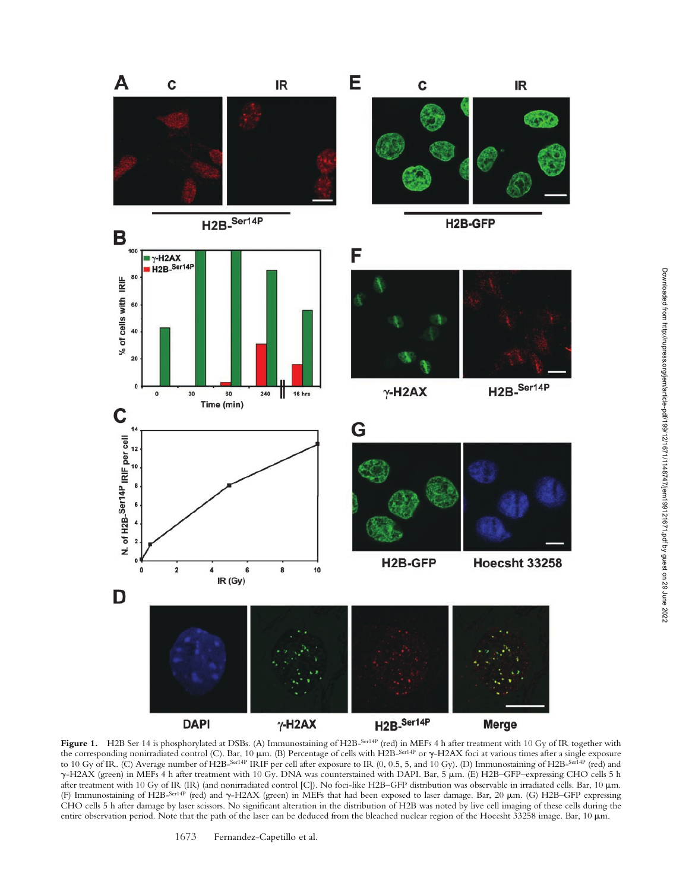**Figure 1.** H2B Ser 14 is phosphorylated at DSBs. (A) Immunostaining of H2B-$^{Ser14P}$ (red) in MEFs 4 h after treatment with 10 Gy of IR together with the corresponding nonirradiated control (C). Bar, 10 μm. (B) Percentage of cells with H2B-$^{Ser14P}$ or γ-H2AX foci at various times after a single exposure to 10 Gy of IR. (C) Average number of H2B-$^{Ser14P}$ IRIF per cell after exposure to IR (0, 0.5, 5, and 10 Gy). (D) Immunostaining of H2B-$^{Ser14P}$ (red) and γ-H2AX (green) in MEFs 4 h after treatment with 10 Gy. DNA was counterstained with DAPI. Bar, 5 μm. (E) H2B–GFP–expressing CHO cells 5 h after treatment with 10 Gy of IR (IR) (and nonirradiated control [C]). No foci-like H2B–GFP distribution was observable in irradiated cells. Bar, 10 μm. (F) Immunostaining of H2B-$^{Ser14P}$ (red) and γ-H2AX (green) in MEFs that had been exposed to laser damage. Bar, 20 μm. (G) H2B–GFP expressing CHO cells 5 h after damage by laser scissors. No significant alteration in the distribution of H2B was noted by live cell imaging of these cells during the entire observation period. Note that the path of the laser can be deduced from the bleached nuclear region of the Hoecsht 33258 image. Bar, 10 μm.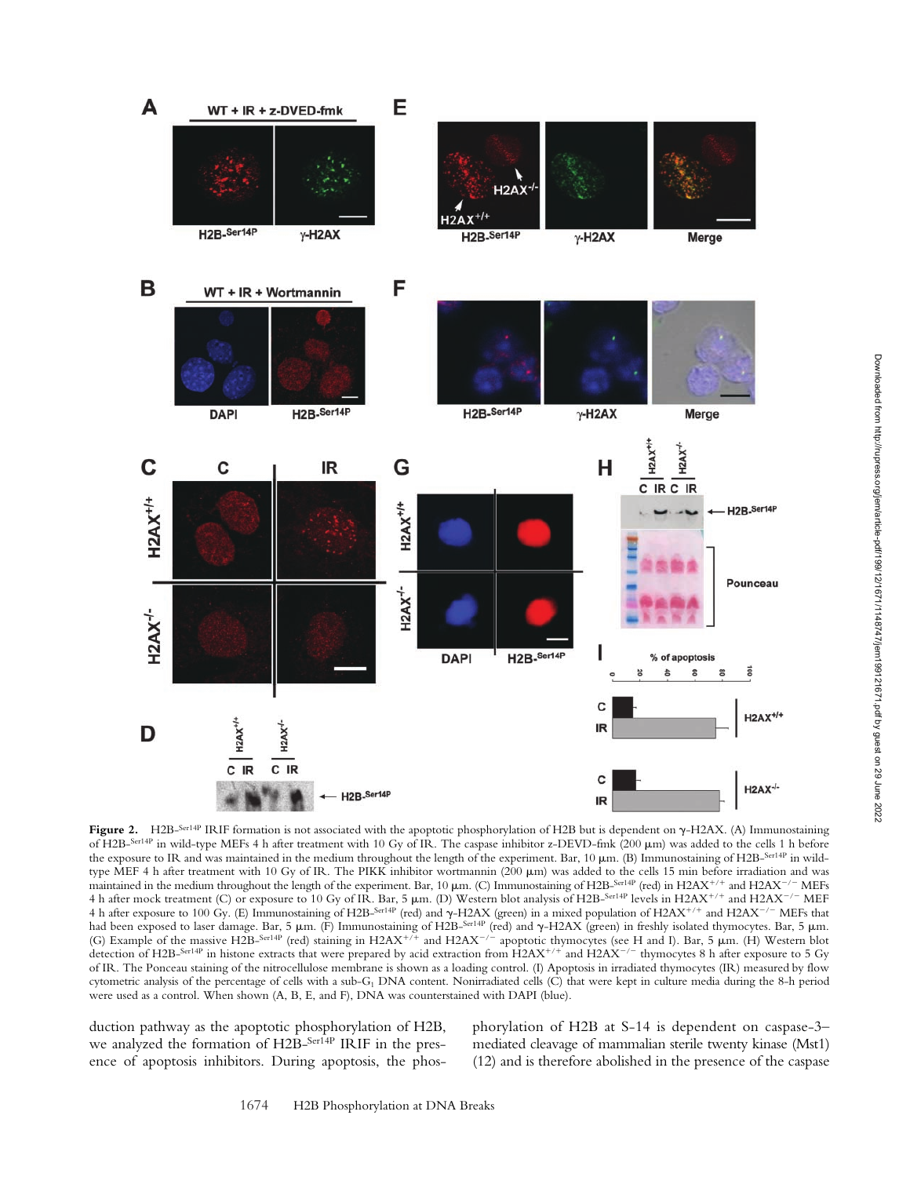**Figure 2.** H2B-Ser14P IRIF formation is not associated with the apoptotic phosphorylation of H2B but is dependent on γ-H2AX. (A) Immunostaining of H2B-Ser14P in wild-type MEFs 4 h after treatment with 10 Gy of IR. The caspase inhibitor z-DEVD-fmk (200 μm) was added to the cells 1 h before the exposure to IR and was maintained in the medium throughout the length of the experiment. Bar, 10 μm. (B) Immunostaining of H2B-Ser14P in wild-type MEF 4 h after treatment with 10 Gy of IR. The PIKK inhibitor wortmannin (200 μm) was added to the cells 15 min before irradiation and was maintained in the medium throughout the length of the experiment. Bar, 10 μm. (C) Immunostaining of H2B-Ser14P (red) in H2AX+/+ and H2AX−/− MEFs 4 h after mock treatment (C) or exposure to 10 Gy of IR. Bar, 5 μm. (D) Western blot analysis of H2B-Ser14P levels in H2AX+/+ and H2AX−/− MEF 4 h after exposure to 100 Gy. (E) Immunostaining of H2B-Ser14P (red) and γ-H2AX (green) in a mixed population of H2AX+/+ and H2AX−/− MEFs that had been exposed to laser damage. Bar, 5 μm. (F) Immunostaining of H2B-Ser14P (red) and γ-H2AX (green) in freshly isolated thymocytes. Bar, 5 μm. (G) Example of the massive H2B-Ser14P (red) staining in H2AX+/+ and H2AX−/− apoptotic thymocytes (see H and I). Bar, 5 μm. (H) Western blot detection of H2B-Ser14P in histone extracts that were prepared by acid extraction from H2AX+/+ and H2AX−/− thymocytes 8 h after exposure to 5 Gy of IR. The Ponceau staining of the nitrocellulose membrane is shown as a loading control. (I) Apoptosis in irradiated thymocytes (IR) measured by flow cytometric analysis of the percentage of cells with a sub-$G_1$ DNA content. Nonirradiated cells (C) that were kept in culture media during the 8-h period were used as a control. When shown (A, B, E, and F), DNA was counterstained with DAPI (blue).

duction pathway as the apoptotic phosphorylation of H2B, we analyzed the formation of H2B-Ser14P IRIF in the presence of apoptosis inhibitors. During apoptosis, the phosphorylation of H2B at S-14 is dependent on caspase-3–mediated cleavage of mammalian sterile twenty kinase (Mst1) (12) and is therefore abolished in the presence of the caspase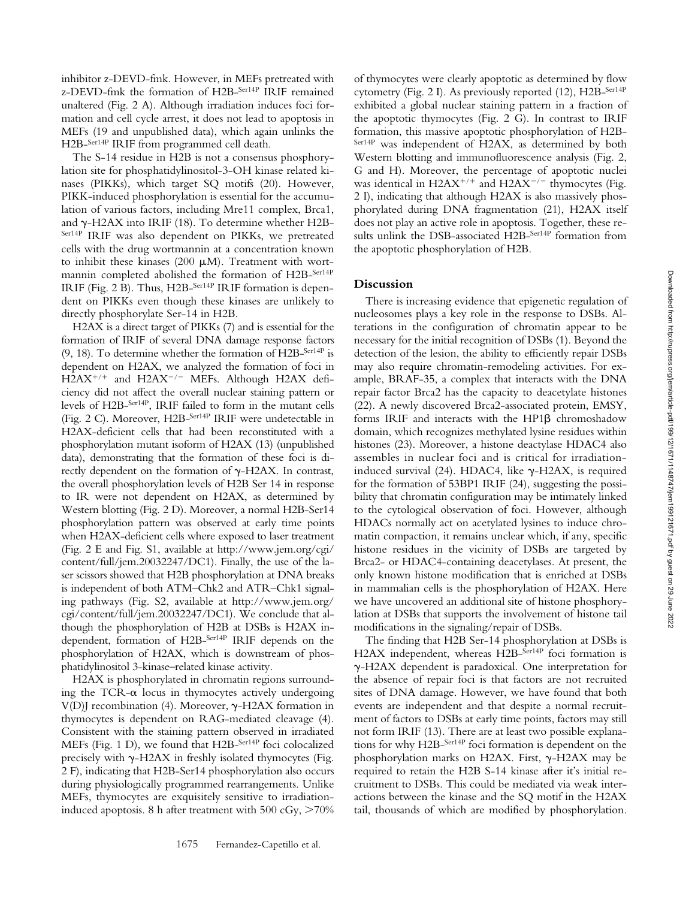inhibitor z-DEVD-fmk. However, in MEFs pretreated with z-DEVD-fmk the formation of H2B-$^{Ser14P}$ IRIF remained unaltered (Fig. 2 A). Although irradiation induces foci formation and cell cycle arrest, it does not lead to apoptosis in MEFs (19 and unpublished data), which again unlinks the H2B-$^{Ser14P}$ IRIF from programmed cell death.

The S-14 residue in H2B is not a consensus phosphorylation site for phosphatidylinositol-3-OH kinase related kinases (PIKKs), which target SQ motifs (20). However, PIKK-induced phosphorylation is essential for the accumulation of various factors, including Mre11 complex, Brca1, and γ-H2AX into IRIF (18). To determine whether H2B-$^{Ser14P}$ IRIF was also dependent on PIKKs, we pretreated cells with the drug wortmannin at a concentration known to inhibit these kinases (200 μM). Treatment with wortmannin completed abolished the formation of H2B-$^{Ser14P}$ IRIF (Fig. 2 B). Thus, H2B-$^{Ser14P}$ IRIF formation is dependent on PIKKs even though these kinases are unlikely to directly phosphorylate Ser-14 in H2B.

H2AX is a direct target of PIKKs (7) and is essential for the formation of IRIF of several DNA damage response factors (9, 18). To determine whether the formation of H2B-$^{Ser14P}$ is dependent on H2AX, we analyzed the formation of foci in $H2AX^{+/+}$ and $H2AX^{-/-}$ MEFs. Although H2AX deficiency did not affect the overall nuclear staining pattern or levels of H2B-$^{Ser14P}$, IRIF failed to form in the mutant cells (Fig. 2 C). Moreover, H2B-$^{Ser14P}$ IRIF were undetectable in H2AX-deficient cells that had been reconstituted with a phosphorylation mutant isoform of H2AX (13) (unpublished data), demonstrating that the formation of these foci is directly dependent on the formation of γ-H2AX. In contrast, the overall phosphorylation levels of H2B Ser 14 in response to IR were not dependent on H2AX, as determined by Western blotting (Fig. 2 D). Moreover, a normal H2B-Ser14 phosphorylation pattern was observed at early time points when H2AX-deficient cells where exposed to laser treatment (Fig. 2 E and Fig. S1, available at http://www.jem.org/cgi/content/full/jem.20032247/DC1). Finally, the use of the laser scissors showed that H2B phosphorylation at DNA breaks is independent of both ATM–Chk2 and ATR–Chk1 signaling pathways (Fig. S2, available at http://www.jem.org/cgi/content/full/jem.20032247/DC1). We conclude that although the phosphorylation of H2B at DSBs is H2AX independent, formation of H2B-$^{Ser14P}$ IRIF depends on the phosphorylation of H2AX, which is downstream of phosphatidylinositol 3-kinase–related kinase activity.

H2AX is phosphorylated in chromatin regions surrounding the TCR-α locus in thymocytes actively undergoing V(D)J recombination (4). Moreover, γ-H2AX formation in thymocytes is dependent on RAG-mediated cleavage (4). Consistent with the staining pattern observed in irradiated MEFs (Fig. 1 D), we found that H2B-$^{Ser14P}$ foci colocalized precisely with γ-H2AX in freshly isolated thymocytes (Fig. 2 F), indicating that H2B-Ser14 phosphorylation also occurs during physiologically programmed rearrangements. Unlike MEFs, thymocytes are exquisitely sensitive to irradiation-induced apoptosis. 8 h after treatment with 500 cGy, >70% of thymocytes were clearly apoptotic as determined by flow cytometry (Fig. 2 I). As previously reported (12), H2B-$^{Ser14P}$ exhibited a global nuclear staining pattern in a fraction of the apoptotic thymocytes (Fig. 2 G). In contrast to IRIF formation, this massive apoptotic phosphorylation of H2B-$^{Ser14P}$ was independent of H2AX, as determined by both Western blotting and immunofluorescence analysis (Fig. 2, G and H). Moreover, the percentage of apoptotic nuclei was identical in $H2AX^{+/+}$ and $H2AX^{-/-}$ thymocytes (Fig. 2 I), indicating that although H2AX is also massively phosphorylated during DNA fragmentation (21), H2AX itself does not play an active role in apoptosis. Together, these results unlink the DSB-associated H2B-$^{Ser14P}$ formation from the apoptotic phosphorylation of H2B.

## Discussion

There is increasing evidence that epigenetic regulation of nucleosomes plays a key role in the response to DSBs. Alterations in the configuration of chromatin appear to be necessary for the initial recognition of DSBs (1). Beyond the detection of the lesion, the ability to efficiently repair DSBs may also require chromatin-remodeling activities. For example, BRAF-35, a complex that interacts with the DNA repair factor Brca2 has the capacity to deacetylate histones (22). A newly discovered Brca2-associated protein, EMSY, forms IRIF and interacts with the HP1β chromoshadow domain, which recognizes methylated lysine residues within histones (23). Moreover, a histone deactylase HDAC4 also assembles in nuclear foci and is critical for irradiation-induced survival (24). HDAC4, like γ-H2AX, is required for the formation of 53BP1 IRIF (24), suggesting the possibility that chromatin configuration may be intimately linked to the cytological observation of foci. However, although HDACs normally act on acetylated lysines to induce chromatin compaction, it remains unclear which, if any, specific histone residues in the vicinity of DSBs are targeted by Brca2- or HDAC4-containing deacetylases. At present, the only known histone modification that is enriched at DSBs in mammalian cells is the phosphorylation of H2AX. Here we have uncovered an additional site of histone phosphorylation at DSBs that supports the involvement of histone tail modifications in the signaling/repair of DSBs.

The finding that H2B Ser-14 phosphorylation at DSBs is H2AX independent, whereas H2B-$^{Ser14P}$ foci formation is γ-H2AX dependent is paradoxical. One interpretation for the absence of repair foci is that factors are not recruited sites of DNA damage. However, we have found that both events are independent and that despite a normal recruitment of factors to DSBs at early time points, factors may still not form IRIF (13). There are at least two possible explanations for why H2B-$^{Ser14P}$ foci formation is dependent on the phosphorylation marks on H2AX. First, γ-H2AX may be required to retain the H2B S-14 kinase after it's initial recruitment to DSBs. This could be mediated via weak interactions between the kinase and the SQ motif in the H2AX tail, thousands of which are modified by phosphorylation.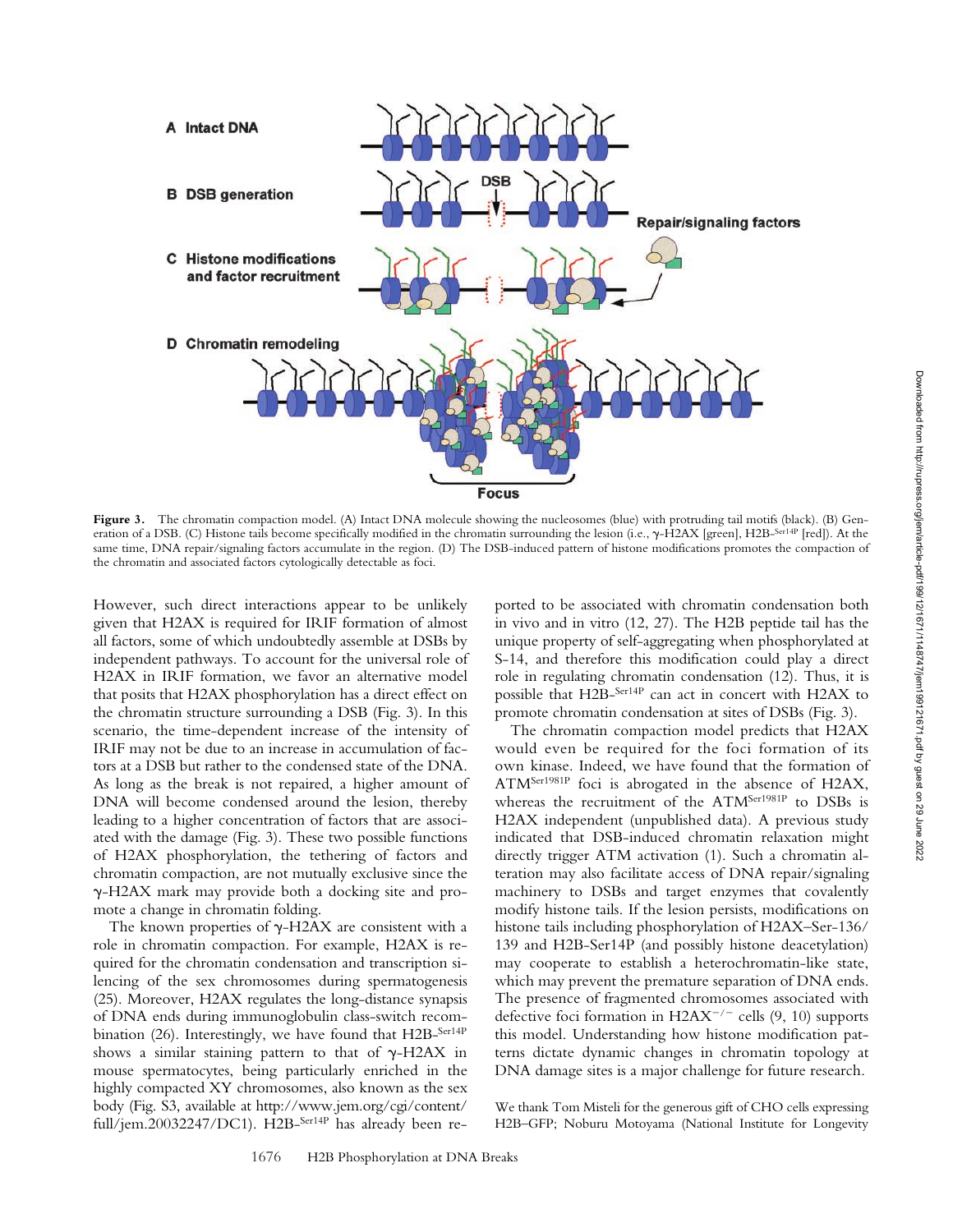Figure 3. The chromatin compaction model. (A) Intact DNA molecule showing the nucleosomes (blue) with protruding tail motifs (black). (B) Generation of a DSB. (C) Histone tails become specifically modified in the chromatin surrounding the lesion (i.e., γ-H2AX [green], H2B-$^{Ser14P}$ [red]). At the same time, DNA repair/signaling factors accumulate in the region. (D) The DSB-induced pattern of histone modifications promotes the compaction of the chromatin and associated factors cytologically detectable as foci.

However, such direct interactions appear to be unlikely given that H2AX is required for IRIF formation of almost all factors, some of which undoubtedly assemble at DSBs by independent pathways. To account for the universal role of H2AX in IRIF formation, we favor an alternative model that posits that H2AX phosphorylation has a direct effect on the chromatin structure surrounding a DSB (Fig. 3). In this scenario, the time-dependent increase of the intensity of IRIF may not be due to an increase in accumulation of factors at a DSB but rather to the condensed state of the DNA. As long as the break is not repaired, a higher amount of DNA will become condensed around the lesion, thereby leading to a higher concentration of factors that are associated with the damage (Fig. 3). These two possible functions of H2AX phosphorylation, the tethering of factors and chromatin compaction, are not mutually exclusive since the γ-H2AX mark may provide both a docking site and promote a change in chromatin folding.

The known properties of γ-H2AX are consistent with a role in chromatin compaction. For example, H2AX is required for the chromatin condensation and transcription silencing of the sex chromosomes during spermatogenesis (25). Moreover, H2AX regulates the long-distance synapsis of DNA ends during immunoglobulin class-switch recombination (26). Interestingly, we have found that H2B-$^{Ser14P}$ shows a similar staining pattern to that of γ-H2AX in mouse spermatocytes, being particularly enriched in the highly compacted XY chromosomes, also known as the sex body (Fig. S3, available at http://www.jem.org/cgi/content/full/jem.20032247/DC1). H2B-$^{Ser14P}$ has already been reported to be associated with chromatin condensation both in vivo and in vitro (12, 27). The H2B peptide tail has the unique property of self-aggregating when phosphorylated at S-14, and therefore this modification could play a direct role in regulating chromatin condensation (12). Thus, it is possible that H2B-$^{Ser14P}$ can act in concert with H2AX to promote chromatin condensation at sites of DSBs (Fig. 3).

The chromatin compaction model predicts that H2AX would even be required for the foci formation of its own kinase. Indeed, we have found that the formation of ATM$^{Ser1981P}$ foci is abrogated in the absence of H2AX, whereas the recruitment of the ATM$^{Ser1981P}$ to DSBs is H2AX independent (unpublished data). A previous study indicated that DSB-induced chromatin relaxation might directly trigger ATM activation (1). Such a chromatin alteration may also facilitate access of DNA repair/signaling machinery to DSBs and target enzymes that covalently modify histone tails. If the lesion persists, modifications on histone tails including phosphorylation of H2AX–Ser-136/139 and H2B-Ser14P (and possibly histone deacetylation) may cooperate to establish a heterochromatin-like state, which may prevent the premature separation of DNA ends. The presence of fragmented chromosomes associated with defective foci formation in H2AX$^{-/-}$ cells (9, 10) supports this model. Understanding how histone modification patterns dictate dynamic changes in chromatin topology at DNA damage sites is a major challenge for future research.

We thank Tom Misteli for the generous gift of CHO cells expressing H2B–GFP; Noburu Motoyama (National Institute for Longevity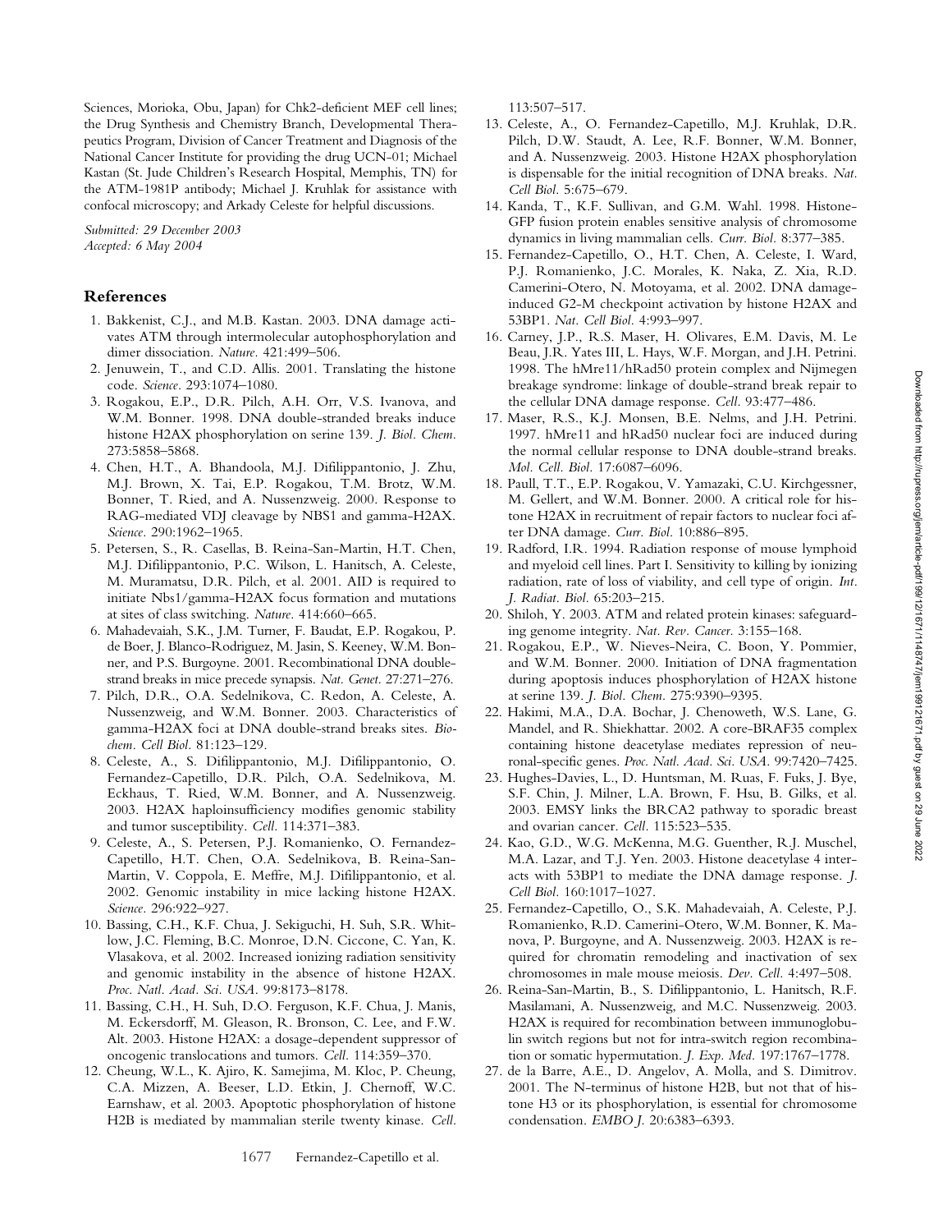Sciences, Morioka, Obu, Japan) for Chk2-deficient MEF cell lines; the Drug Synthesis and Chemistry Branch, Developmental Therapeutics Program, Division of Cancer Treatment and Diagnosis of the National Cancer Institute for providing the drug UCN-01; Michael Kastan (St. Jude Children's Research Hospital, Memphis, TN) for the ATM-1981P antibody; Michael J. Kruhlak for assistance with confocal microscopy; and Arkady Celeste for helpful discussions.

*Submitted: 29 December 2003*
*Accepted: 6 May 2004*

## References

1. Bakkenist, C.J., and M.B. Kastan. 2003. DNA damage activates ATM through intermolecular autophosphorylation and dimer dissociation. *Nature.* 421:499–506.
2. Jenuwein, T., and C.D. Allis. 2001. Translating the histone code. *Science.* 293:1074–1080.
3. Rogakou, E.P., D.R. Pilch, A.H. Orr, V.S. Ivanova, and W.M. Bonner. 1998. DNA double-stranded breaks induce histone H2AX phosphorylation on serine 139. *J. Biol. Chem.* 273:5858–5868.
4. Chen, H.T., A. Bhandoola, M.J. Difilippantonio, J. Zhu, M.J. Brown, X. Tai, E.P. Rogakou, T.M. Brotz, W.M. Bonner, T. Ried, and A. Nussenzweig. 2000. Response to RAG-mediated VDJ cleavage by NBS1 and gamma-H2AX. *Science.* 290:1962–1965.
5. Petersen, S., R. Casellas, B. Reina-San-Martin, H.T. Chen, M.J. Difilippantonio, P.C. Wilson, L. Hanitsch, A. Celeste, M. Muramatsu, D.R. Pilch, et al. 2001. AID is required to initiate Nbs1/gamma-H2AX focus formation and mutations at sites of class switching. *Nature.* 414:660–665.
6. Mahadevaiah, S.K., J.M. Turner, F. Baudat, E.P. Rogakou, P. de Boer, J. Blanco-Rodriguez, M. Jasin, S. Keeney, W.M. Bonner, and P.S. Burgoyne. 2001. Recombinational DNA double-strand breaks in mice precede synapsis. *Nat. Genet.* 27:271–276.
7. Pilch, D.R., O.A. Sedelnikova, C. Redon, A. Celeste, A. Nussenzweig, and W.M. Bonner. 2003. Characteristics of gamma-H2AX foci at DNA double-strand breaks sites. *Biochem. Cell Biol.* 81:123–129.
8. Celeste, A., S. Difilippantonio, M.J. Difilippantonio, O. Fernandez-Capetillo, D.R. Pilch, O.A. Sedelnikova, M. Eckhaus, T. Ried, W.M. Bonner, and A. Nussenzweig. 2003. H2AX haploinsufficiency modifies genomic stability and tumor susceptibility. *Cell.* 114:371–383.
9. Celeste, A., S. Petersen, P.J. Romanienko, O. Fernandez-Capetillo, H.T. Chen, O.A. Sedelnikova, B. Reina-San-Martin, V. Coppola, E. Meffre, M.J. Difilippantonio, et al. 2002. Genomic instability in mice lacking histone H2AX. *Science.* 296:922–927.
10. Bassing, C.H., K.F. Chua, J. Sekiguchi, H. Suh, S.R. Whitlow, J.C. Fleming, B.C. Monroe, D.N. Ciccone, C. Yan, K. Vlasakova, et al. 2002. Increased ionizing radiation sensitivity and genomic instability in the absence of histone H2AX. *Proc. Natl. Acad. Sci. USA.* 99:8173–8178.
11. Bassing, C.H., H. Suh, D.O. Ferguson, K.F. Chua, J. Manis, M. Eckersdorff, M. Gleason, R. Bronson, C. Lee, and F.W. Alt. 2003. Histone H2AX: a dosage-dependent suppressor of oncogenic translocations and tumors. *Cell.* 114:359–370.
12. Cheung, W.L., K. Ajiro, K. Samejima, M. Kloc, P. Cheung, C.A. Mizzen, A. Beeser, L.D. Etkin, J. Chernoff, W.C. Earnshaw, et al. 2003. Apoptotic phosphorylation of histone H2B is mediated by mammalian sterile twenty kinase. *Cell.* 113:507–517.
13. Celeste, A., O. Fernandez-Capetillo, M.J. Kruhlak, D.R. Pilch, D.W. Staudt, A. Lee, R.F. Bonner, W.M. Bonner, and A. Nussenzweig. 2003. Histone H2AX phosphorylation is dispensable for the initial recognition of DNA breaks. *Nat. Cell Biol.* 5:675–679.
14. Kanda, T., K.F. Sullivan, and G.M. Wahl. 1998. Histone-GFP fusion protein enables sensitive analysis of chromosome dynamics in living mammalian cells. *Curr. Biol.* 8:377–385.
15. Fernandez-Capetillo, O., H.T. Chen, A. Celeste, I. Ward, P.J. Romanienko, J.C. Morales, K. Naka, Z. Xia, R.D. Camerini-Otero, N. Motoyama, et al. 2002. DNA damage-induced G2-M checkpoint activation by histone H2AX and 53BP1. *Nat. Cell Biol.* 4:993–997.
16. Carney, J.P., R.S. Maser, H. Olivares, E.M. Davis, M. Le Beau, J.R. Yates III, L. Hays, W.F. Morgan, and J.H. Petrini. 1998. The hMre11/hRad50 protein complex and Nijmegen breakage syndrome: linkage of double-strand break repair to the cellular DNA damage response. *Cell.* 93:477–486.
17. Maser, R.S., K.J. Monsen, B.E. Nelms, and J.H. Petrini. 1997. hMre11 and hRad50 nuclear foci are induced during the normal cellular response to DNA double-strand breaks. *Mol. Cell. Biol.* 17:6087–6096.
18. Paull, T.T., E.P. Rogakou, V. Yamazaki, C.U. Kirchgessner, M. Gellert, and W.M. Bonner. 2000. A critical role for histone H2AX in recruitment of repair factors to nuclear foci after DNA damage. *Curr. Biol.* 10:886–895.
19. Radford, I.R. 1994. Radiation response of mouse lymphoid and myeloid cell lines. Part I. Sensitivity to killing by ionizing radiation, rate of loss of viability, and cell type of origin. *Int. J. Radiat. Biol.* 65:203–215.
20. Shiloh, Y. 2003. ATM and related protein kinases: safeguarding genome integrity. *Nat. Rev. Cancer.* 3:155–168.
21. Rogakou, E.P., W. Nieves-Neira, C. Boon, Y. Pommier, and W.M. Bonner. 2000. Initiation of DNA fragmentation during apoptosis induces phosphorylation of H2AX histone at serine 139. *J. Biol. Chem.* 275:9390–9395.
22. Hakimi, M.A., D.A. Bochar, J. Chenoweth, W.S. Lane, G. Mandel, and R. Shiekhattar. 2002. A core-BRAF35 complex containing histone deacetylase mediates repression of neuronal-specific genes. *Proc. Natl. Acad. Sci. USA.* 99:7420–7425.
23. Hughes-Davies, L., D. Huntsman, M. Ruas, F. Fuks, J. Bye, S.F. Chin, J. Milner, L.A. Brown, F. Hsu, B. Gilks, et al. 2003. EMSY links the BRCA2 pathway to sporadic breast and ovarian cancer. *Cell.* 115:523–535.
24. Kao, G.D., W.G. McKenna, M.G. Guenther, R.J. Muschel, M.A. Lazar, and T.J. Yen. 2003. Histone deacetylase 4 interacts with 53BP1 to mediate the DNA damage response. *J. Cell Biol.* 160:1017–1027.
25. Fernandez-Capetillo, O., S.K. Mahadevaiah, A. Celeste, P.J. Romanienko, R.D. Camerini-Otero, W.M. Bonner, K. Manova, P. Burgoyne, and A. Nussenzweig. 2003. H2AX is required for chromatin remodeling and inactivation of sex chromosomes in male mouse meiosis. *Dev. Cell.* 4:497–508.
26. Reina-San-Martin, B., S. Difilippantonio, L. Hanitsch, R.F. Masilamani, A. Nussenzweig, and M.C. Nussenzweig. 2003. H2AX is required for recombination between immunoglobulin switch regions but not for intra-switch region recombination or somatic hypermutation. *J. Exp. Med.* 197:1767–1778.
27. de la Barre, A.E., D. Angelov, A. Molla, and S. Dimitrov. 2001. The N-terminus of histone H2B, but not that of histone H3 or its phosphorylation, is essential for chromosome condensation. *EMBO J.* 20:6383–6393.